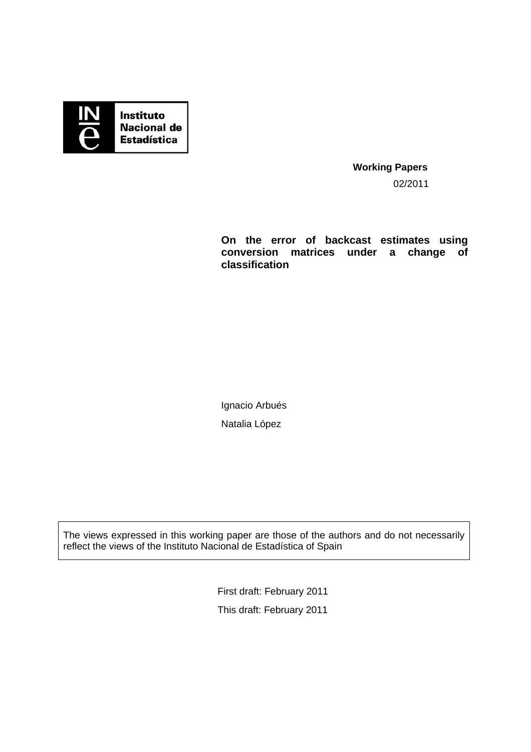Instituto Nacional de Estadística

**Working Papers**

02/2011

# On the error of backcast estimates using conversion matrices under a change of classification

Ignacio Arbués

Natalia López

The views expressed in this working paper are those of the authors and do not necessarily reflect the views of the Instituto Nacional de Estadística of Spain

First draft: February 2011

This draft: February 2011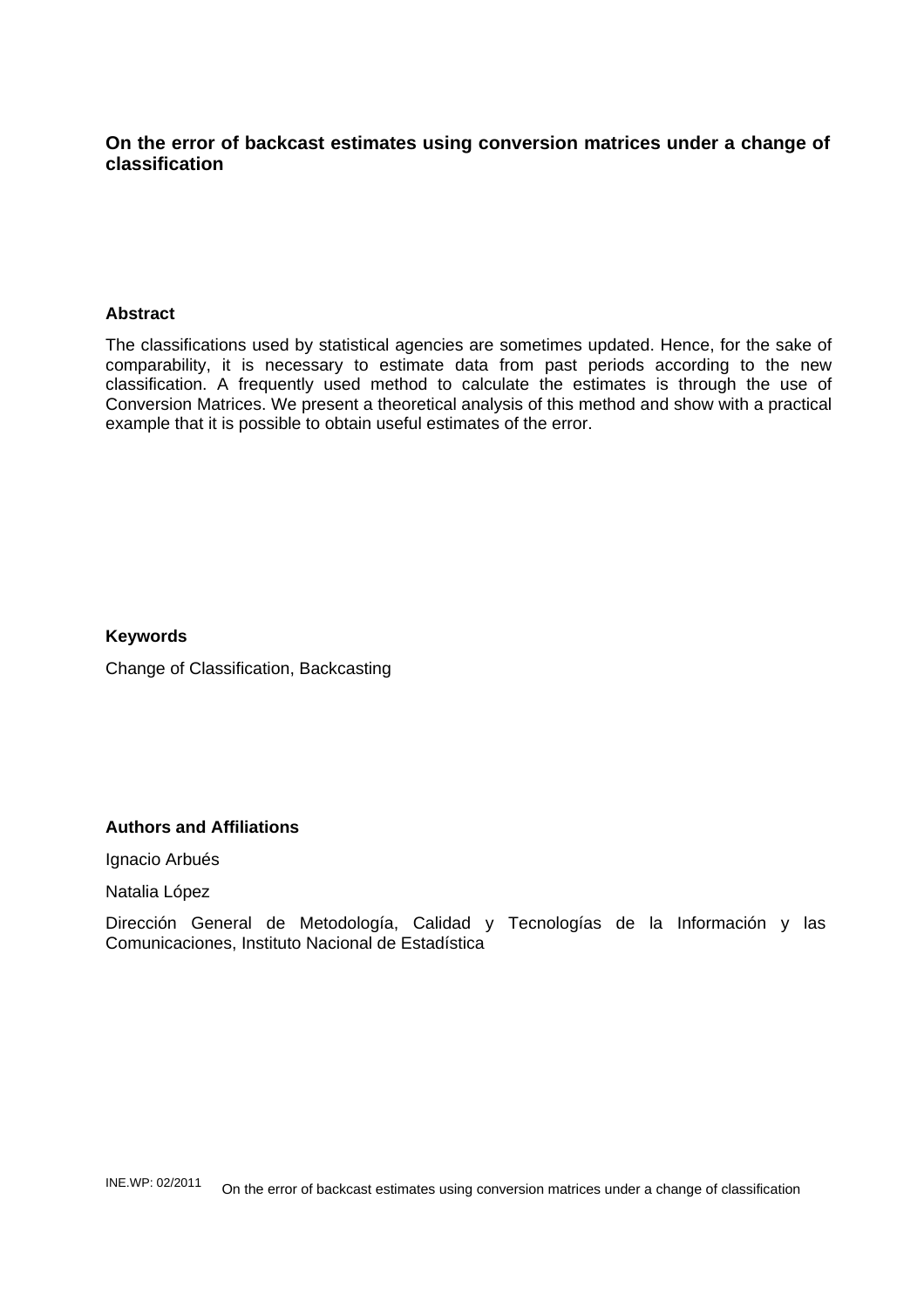**On the error of backcast estimates using conversion matrices under a change of classification**

**Abstract**

The classifications used by statistical agencies are sometimes updated. Hence, for the sake of comparability, it is necessary to estimate data from past periods according to the new classification. A frequently used method to calculate the estimates is through the use of Conversion Matrices. We present a theoretical analysis of this method and show with a practical example that it is possible to obtain useful estimates of the error.

**Keywords**

Change of Classification, Backcasting

**Authors and Affiliations**

Ignacio Arbués

Natalia López

Dirección General de Metodología, Calidad y Tecnologías de la Información y las Comunicaciones, Instituto Nacional de Estadística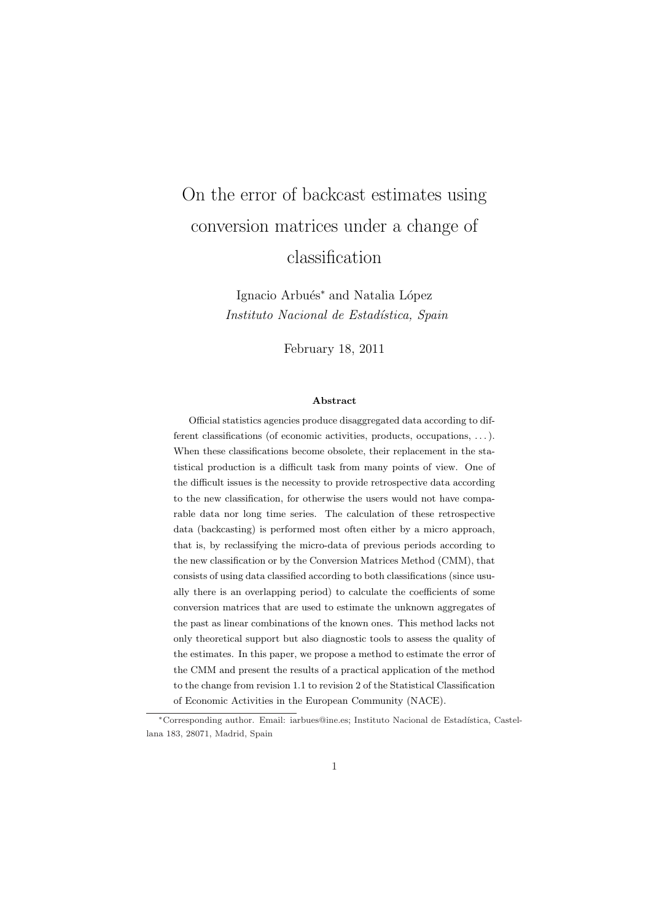# On the error of backcast estimates using conversion matrices under a change of classification

Ignacio Arbués* and Natalia López

*Instituto Nacional de Estadística, Spain*

February 18, 2011

**Abstract**

Official statistics agencies produce disaggregated data according to different classifications (of economic activities, products, occupations, ...). When these classifications become obsolete, their replacement in the statistical production is a difficult task from many points of view. One of the difficult issues is the necessity to provide retrospective data according to the new classification, for otherwise the users would not have comparable data nor long time series. The calculation of these retrospective data (backcasting) is performed most often either by a micro approach, that is, by reclassifying the micro-data of previous periods according to the new classification or by the Conversion Matrices Method (CMM), that consists of using data classified according to both classifications (since usually there is an overlapping period) to calculate the coefficients of some conversion matrices that are used to estimate the unknown aggregates of the past as linear combinations of the known ones. This method lacks not only theoretical support but also diagnostic tools to assess the quality of the estimates. In this paper, we propose a method to estimate the error of the CMM and present the results of a practical application of the method to the change from revision 1.1 to revision 2 of the Statistical Classification of Economic Activities in the European Community (NACE).

*Corresponding author. Email: iarbues@ine.es; Instituto Nacional de Estadística, Castellana 183, 28071, Madrid, Spain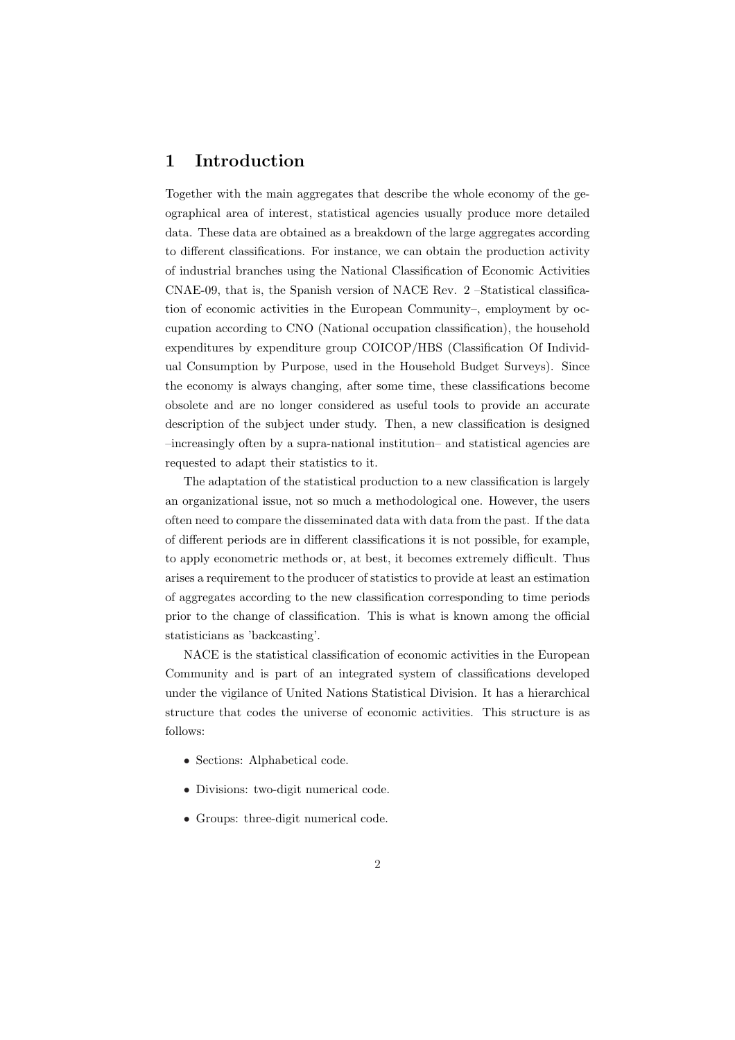# 1 Introduction

Together with the main aggregates that describe the whole economy of the geographical area of interest, statistical agencies usually produce more detailed data. These data are obtained as a breakdown of the large aggregates according to different classifications. For instance, we can obtain the production activity of industrial branches using the National Classification of Economic Activities CNAE-09, that is, the Spanish version of NACE Rev. 2 –Statistical classification of economic activities in the European Community–, employment by occupation according to CNO (National occupation classification), the household expenditures by expenditure group COICOP/HBS (Classification Of Individual Consumption by Purpose, used in the Household Budget Surveys). Since the economy is always changing, after some time, these classifications become obsolete and are no longer considered as useful tools to provide an accurate description of the subject under study. Then, a new classification is designed –increasingly often by a supra-national institution– and statistical agencies are requested to adapt their statistics to it.

The adaptation of the statistical production to a new classification is largely an organizational issue, not so much a methodological one. However, the users often need to compare the disseminated data with data from the past. If the data of different periods are in different classifications it is not possible, for example, to apply econometric methods or, at best, it becomes extremely difficult. Thus arises a requirement to the producer of statistics to provide at least an estimation of aggregates according to the new classification corresponding to time periods prior to the change of classification. This is what is known among the official statisticians as 'backcasting'.

NACE is the statistical classification of economic activities in the European Community and is part of an integrated system of classifications developed under the vigilance of United Nations Statistical Division. It has a hierarchical structure that codes the universe of economic activities. This structure is as follows:

- Sections: Alphabetical code.
- Divisions: two-digit numerical code.
- Groups: three-digit numerical code.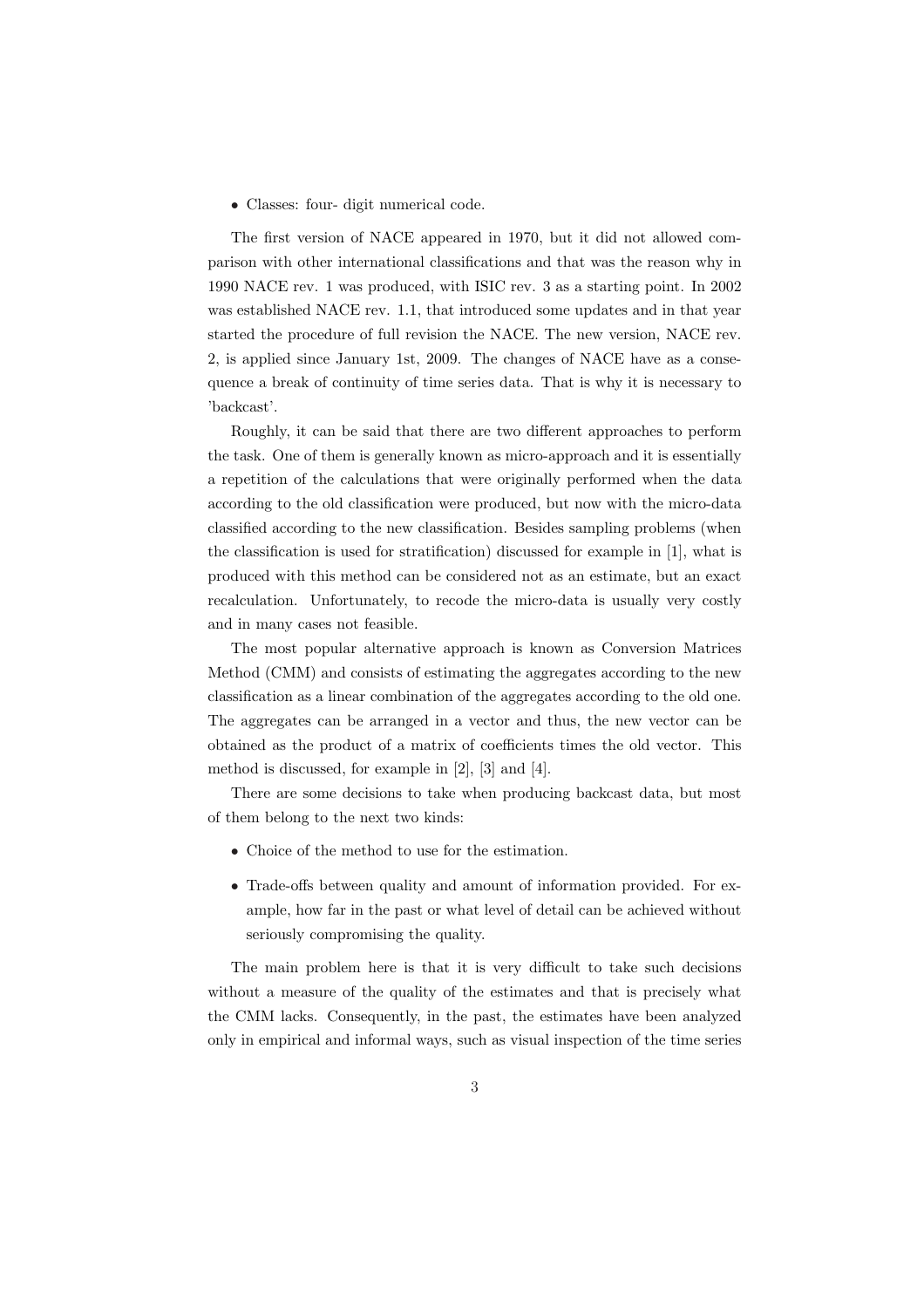- Classes: four- digit numerical code.

The first version of NACE appeared in 1970, but it did not allowed comparison with other international classifications and that was the reason why in 1990 NACE rev. 1 was produced, with ISIC rev. 3 as a starting point. In 2002 was established NACE rev. 1.1, that introduced some updates and in that year started the procedure of full revision the NACE. The new version, NACE rev. 2, is applied since January 1st, 2009. The changes of NACE have as a consequence a break of continuity of time series data. That is why it is necessary to 'backcast'.

Roughly, it can be said that there are two different approaches to perform the task. One of them is generally known as micro-approach and it is essentially a repetition of the calculations that were originally performed when the data according to the old classification were produced, but now with the micro-data classified according to the new classification. Besides sampling problems (when the classification is used for stratification) discussed for example in [1], what is produced with this method can be considered not as an estimate, but an exact recalculation. Unfortunately, to recode the micro-data is usually very costly and in many cases not feasible.

The most popular alternative approach is known as Conversion Matrices Method (CMM) and consists of estimating the aggregates according to the new classification as a linear combination of the aggregates according to the old one. The aggregates can be arranged in a vector and thus, the new vector can be obtained as the product of a matrix of coefficients times the old vector. This method is discussed, for example in [2], [3] and [4].

There are some decisions to take when producing backcast data, but most of them belong to the next two kinds:

- Choice of the method to use for the estimation.
- Trade-offs between quality and amount of information provided. For example, how far in the past or what level of detail can be achieved without seriously compromising the quality.

The main problem here is that it is very difficult to take such decisions without a measure of the quality of the estimates and that is precisely what the CMM lacks. Consequently, in the past, the estimates have been analyzed only in empirical and informal ways, such as visual inspection of the time series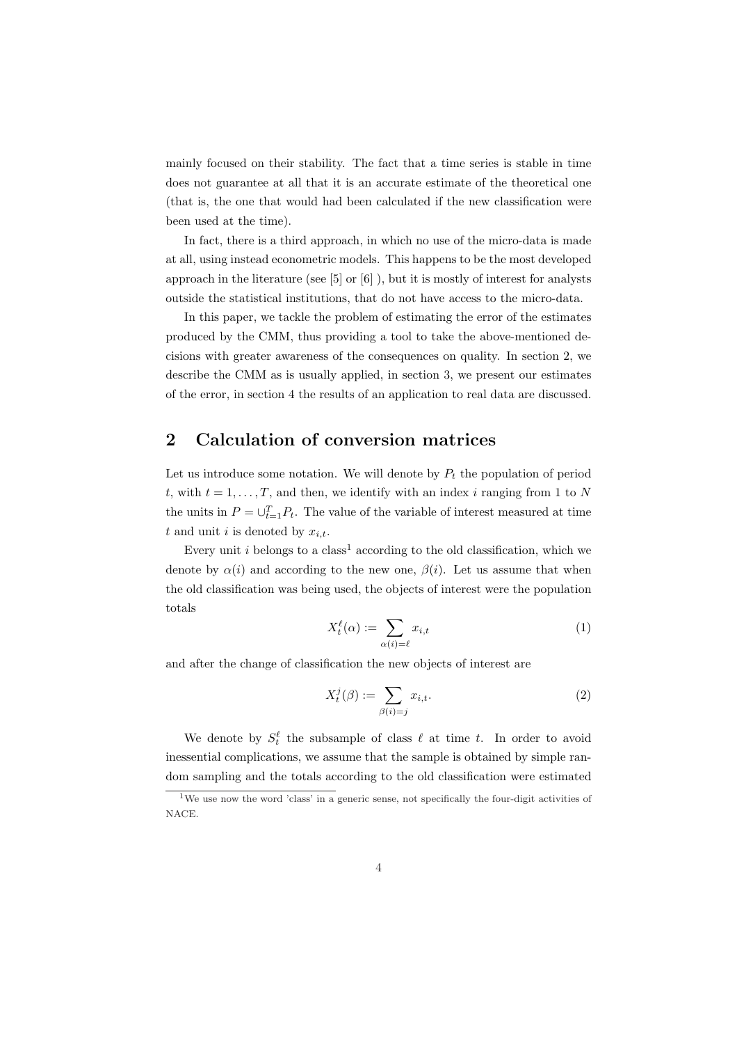mainly focused on their stability. The fact that a time series is stable in time does not guarantee at all that it is an accurate estimate of the theoretical one (that is, the one that would had been calculated if the new classification were been used at the time).

In fact, there is a third approach, in which no use of the micro-data is made at all, using instead econometric models. This happens to be the most developed approach in the literature (see [5] or [6] ), but it is mostly of interest for analysts outside the statistical institutions, that do not have access to the micro-data.

In this paper, we tackle the problem of estimating the error of the estimates produced by the CMM, thus providing a tool to take the above-mentioned decisions with greater awareness of the consequences on quality. In section 2, we describe the CMM as is usually applied, in section 3, we present our estimates of the error, in section 4 the results of an application to real data are discussed.

## 2 Calculation of conversion matrices

Let us introduce some notation. We will denote by $P_t$ the population of period $t$, with $t = 1, \ldots, T$, and then, we identify with an index $i$ ranging from 1 to $N$ the units in $P = \cup_{t=1}^{T} P_t$. The value of the variable of interest measured at time $t$ and unit $i$ is denoted by $x_{i,t}$.

Every unit $i$ belongs to a class[1] according to the old classification, which we denote by $\alpha(i)$ and according to the new one, $\beta(i)$. Let us assume that when the old classification was being used, the objects of interest were the population totals

$$X_t^{\ell}(\alpha) := \sum_{\alpha(i)=\ell} x_{i,t} \tag{1}$$

and after the change of classification the new objects of interest are

$$X_t^{j}(\beta) := \sum_{\beta(i)=j} x_{i,t}. \tag{2}$$

We denote by $S_t^{\ell}$ the subsample of class $\ell$ at time $t$. In order to avoid inessential complications, we assume that the sample is obtained by simple random sampling and the totals according to the old classification were estimated

[1] We use now the word 'class' in a generic sense, not specifically the four-digit activities of NACE.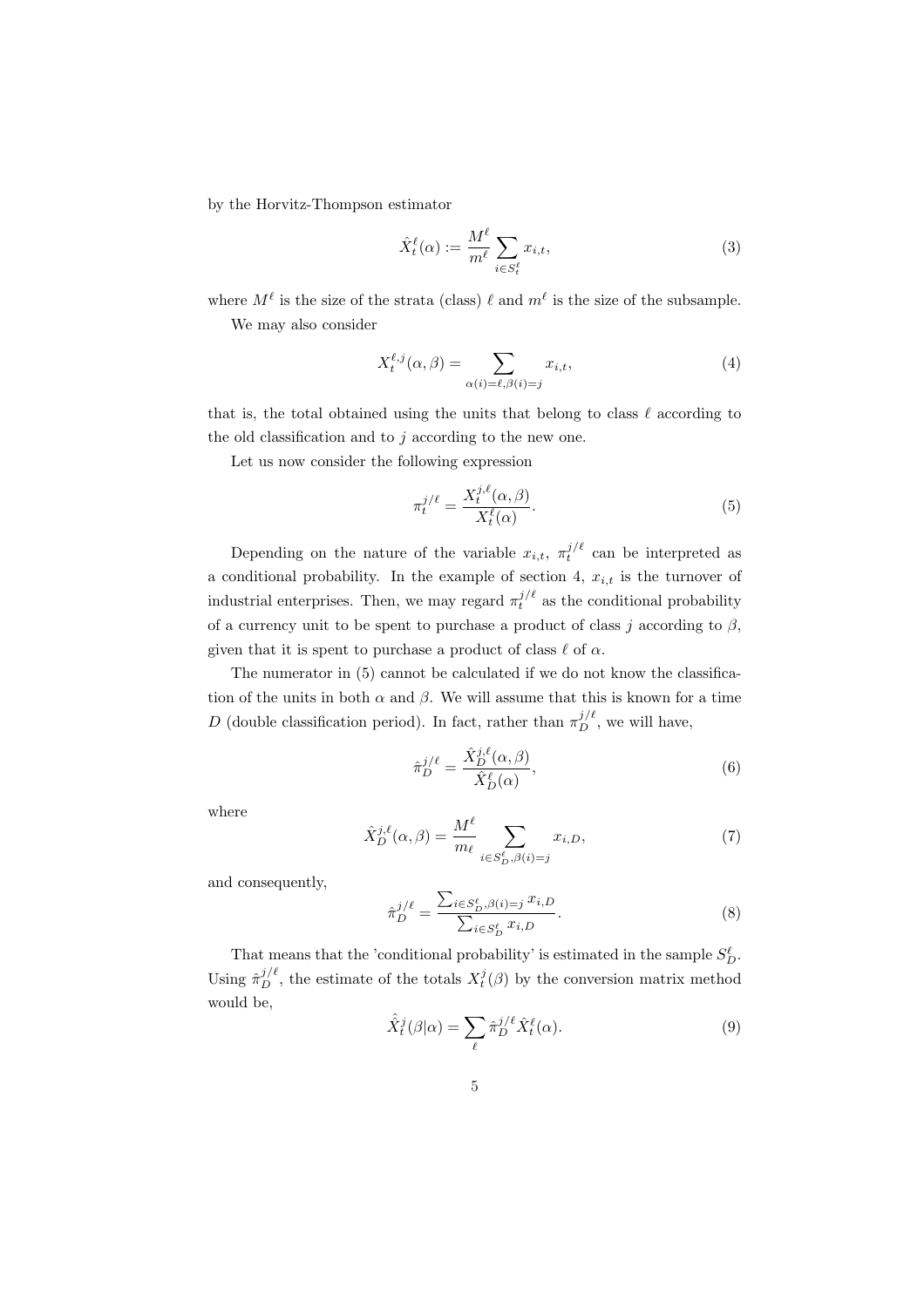by the Horvitz-Thompson estimator

$$\hat{X}_t^\ell(\alpha) := \frac{M^\ell}{m^\ell} \sum_{i \in S_t^\ell} x_{i,t}, \tag{3}$$

where $M^\ell$ is the size of the strata (class) $\ell$ and $m^\ell$ is the size of the subsample.

We may also consider

$$X_t^{\ell,j}(\alpha, \beta) = \sum_{\alpha(i)=\ell, \beta(i)=j} x_{i,t}, \tag{4}$$

that is, the total obtained using the units that belong to class $\ell$ according to the old classification and to $j$ according to the new one.

Let us now consider the following expression

$$\pi_t^{j/\ell} = \frac{X_t^{j,\ell}(\alpha, \beta)}{X_t^\ell(\alpha)}. \tag{5}$$

Depending on the nature of the variable $x_{i,t}$, $\pi_t^{j/\ell}$ can be interpreted as a conditional probability. In the example of section 4, $x_{i,t}$ is the turnover of industrial enterprises. Then, we may regard $\pi_t^{j/\ell}$ as the conditional probability of a currency unit to be spent to purchase a product of class $j$ according to $\beta$, given that it is spent to purchase a product of class $\ell$ of $\alpha$.

The numerator in (5) cannot be calculated if we do not know the classification of the units in both $\alpha$ and $\beta$. We will assume that this is known for a time $D$ (double classification period). In fact, rather than $\pi_D^{j/\ell}$, we will have,

$$\hat{\pi}_D^{j/\ell} = \frac{\hat{X}_D^{j,\ell}(\alpha, \beta)}{\hat{X}_D^\ell(\alpha)}, \tag{6}$$

where

$$\hat{X}_D^{j,\ell}(\alpha, \beta) = \frac{M^\ell}{m_\ell} \sum_{i \in S_D^\ell, \beta(i)=j} x_{i,D}, \tag{7}$$

and consequently,

$$\hat{\pi}_D^{j/\ell} = \frac{\sum_{i \in S_D^\ell, \beta(i)=j} x_{i,D}}{\sum_{i \in S_D^\ell} x_{i,D}}. \tag{8}$$

That means that the 'conditional probability' is estimated in the sample $S_D^\ell$. Using $\hat{\pi}_D^{j/\ell}$, the estimate of the totals $X_t^j(\beta)$ by the conversion matrix method would be,

$$\hat{\hat{X}}_t^j(\beta|\alpha) = \sum_\ell \hat{\pi}_D^{j/\ell} \hat{X}_t^\ell(\alpha). \tag{9}$$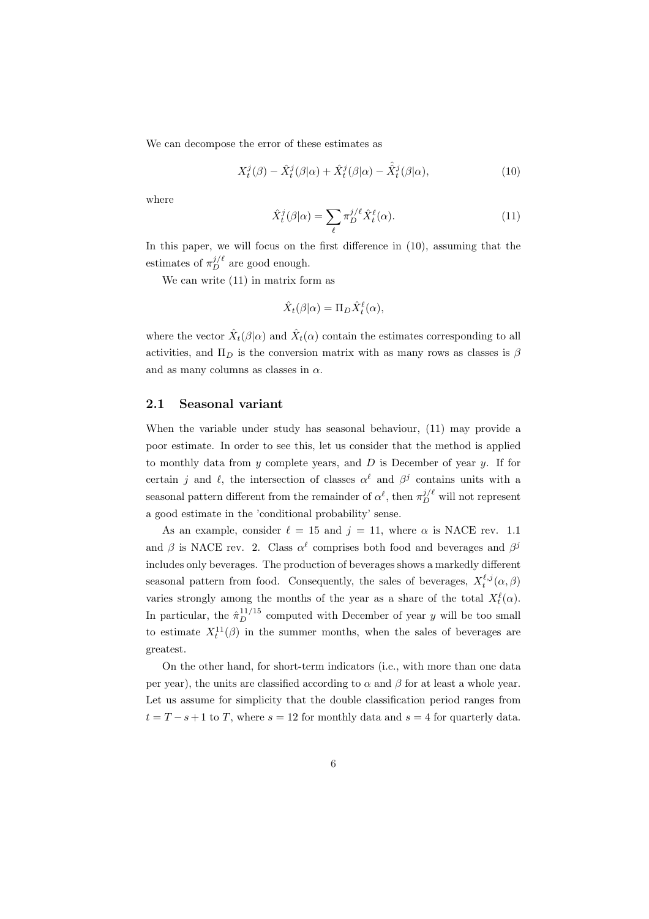We can decompose the error of these estimates as

$$X_t^j(\beta) - \hat{X}_t^j(\beta|\alpha) + \hat{X}_t^j(\beta|\alpha) - \hat{\hat{X}}_t^j(\beta|\alpha), \tag{10}$$

where

$$\hat{X}_t^j(\beta|\alpha) = \sum_\ell \pi_D^{j/\ell} \hat{X}_t^\ell(\alpha). \tag{11}$$

In this paper, we will focus on the first difference in (10), assuming that the estimates of $\pi_D^{j/\ell}$ are good enough.

We can write (11) in matrix form as

$$\hat{X}_t(\beta|\alpha) = \Pi_D \hat{X}_t^\ell(\alpha),$$

where the vector $\hat{X}_t(\beta|\alpha)$ and $\hat{X}_t(\alpha)$ contain the estimates corresponding to all activities, and $\Pi_D$ is the conversion matrix with as many rows as classes is $\beta$ and as many columns as classes in $\alpha$.

## 2.1 Seasonal variant

When the variable under study has seasonal behaviour, (11) may provide a poor estimate. In order to see this, let us consider that the method is applied to monthly data from $y$ complete years, and $D$ is December of year $y$. If for certain $j$ and $\ell$, the intersection of classes $\alpha^\ell$ and $\beta^j$ contains units with a seasonal pattern different from the remainder of $\alpha^\ell$, then $\pi_D^{j/\ell}$ will not represent a good estimate in the 'conditional probability' sense.

As an example, consider $\ell = 15$ and $j = 11$, where $\alpha$ is NACE rev. 1.1 and $\beta$ is NACE rev. 2. Class $\alpha^\ell$ comprises both food and beverages and $\beta^j$ includes only beverages. The production of beverages shows a markedly different seasonal pattern from food. Consequently, the sales of beverages, $X_t^{\ell,j}(\alpha, \beta)$ varies strongly among the months of the year as a share of the total $X_t^\ell(\alpha)$. In particular, the $\hat{\pi}_D^{11/15}$ computed with December of year $y$ will be too small to estimate $X_t^{11}(\beta)$ in the summer months, when the sales of beverages are greatest.

On the other hand, for short-term indicators (i.e., with more than one data per year), the units are classified according to $\alpha$ and $\beta$ for at least a whole year. Let us assume for simplicity that the double classification period ranges from $t = T - s + 1$ to $T$, where $s = 12$ for monthly data and $s = 4$ for quarterly data.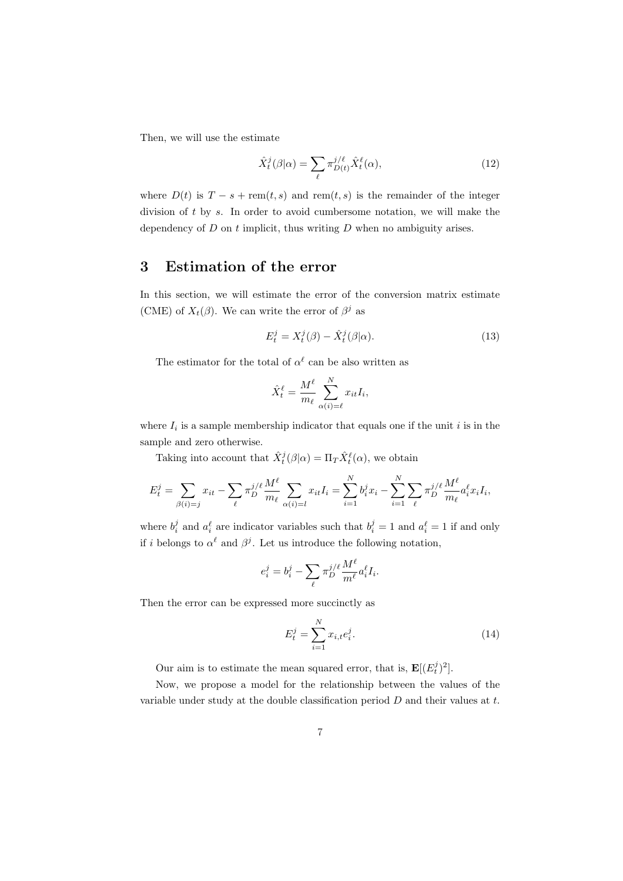Then, we will use the estimate

$$\hat{X}_t^j(\beta|\alpha) = \sum_{\ell} \pi_{D(t)}^{j/\ell} \hat{X}_t^{\ell}(\alpha), \tag{12}$$

where $D(t)$ is $T - s + \text{rem}(t, s)$ and $\text{rem}(t, s)$ is the remainder of the integer division of $t$ by $s$. In order to avoid cumbersome notation, we will make the dependency of $D$ on $t$ implicit, thus writing $D$ when no ambiguity arises.

## 3 Estimation of the error

In this section, we will estimate the error of the conversion matrix estimate (CME) of $X_t(\beta)$. We can write the error of $\beta^j$ as

$$E_t^j = X_t^j(\beta) - \hat{X}_t^j(\beta|\alpha). \tag{13}$$

The estimator for the total of $\alpha^\ell$ can be also written as

$$\hat{X}_t^\ell = \frac{M^\ell}{m_\ell} \sum_{\alpha(i)=\ell}^{N} x_{it} I_i,$$

where $I_i$ is a sample membership indicator that equals one if the unit $i$ is in the sample and zero otherwise.

Taking into account that $\hat{X}_t^j(\beta|\alpha) = \Pi_T \hat{X}_t^\ell(\alpha)$, we obtain

$$E_t^j = \sum_{\beta(i)=j} x_{it} - \sum_{\ell} \pi_D^{j/\ell} \frac{M^\ell}{m_\ell} \sum_{\alpha(i)=l} x_{it} I_i = \sum_{i=1}^{N} b_i^j x_i - \sum_{i=1}^{N} \sum_{\ell} \pi_D^{j/\ell} \frac{M^\ell}{m_\ell} a_i^\ell x_i I_i,$$

where $b_i^j$ and $a_i^\ell$ are indicator variables such that $b_i^j = 1$ and $a_i^\ell = 1$ if and only if $i$ belongs to $\alpha^\ell$ and $\beta^j$. Let us introduce the following notation,

$$e_i^j = b_i^j - \sum_{\ell} \pi_D^{j/\ell} \frac{M^\ell}{m^\ell} a_i^\ell I_i.$$

Then the error can be expressed more succinctly as

$$E_t^j = \sum_{i=1}^{N} x_{i,t} e_i^j. \tag{14}$$

Our aim is to estimate the mean squared error, that is, $\mathbf{E}[(E_t^j)^2]$.

Now, we propose a model for the relationship between the values of the variable under study at the double classification period $D$ and their values at $t$.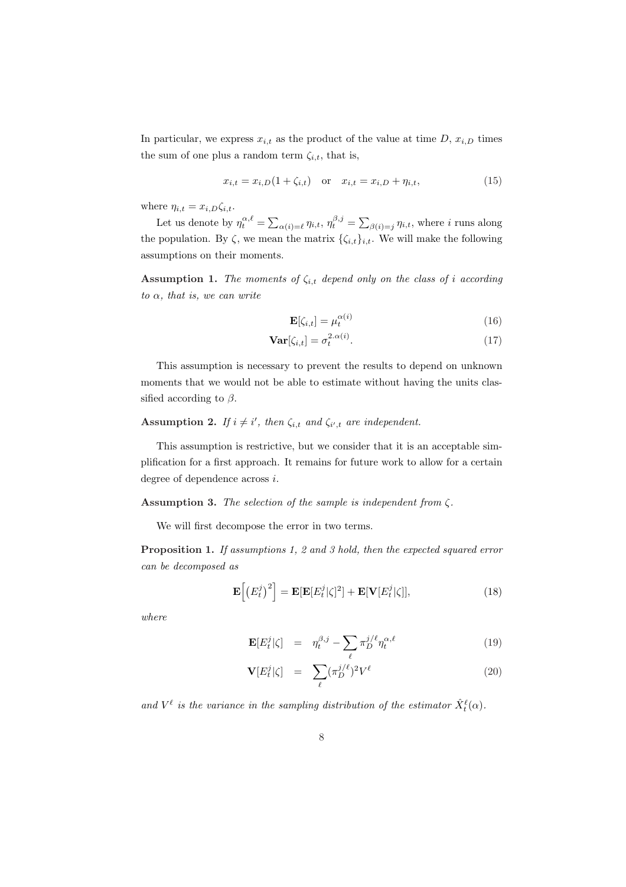In particular, we express $x_{i,t}$ as the product of the value at time $D$, $x_{i,D}$ times the sum of one plus a random term $\zeta_{i,t}$, that is,

$$x_{i,t} = x_{i,D}(1 + \zeta_{i,t}) \quad \text{or} \quad x_{i,t} = x_{i,D} + \eta_{i,t}, \tag{15}$$

where $\eta_{i,t} = x_{i,D}\zeta_{i,t}$.

Let us denote by $\eta_t^{\alpha,\ell} = \sum_{\alpha(i)=\ell} \eta_{i,t}$, $\eta_t^{\beta,j} = \sum_{\beta(i)=j} \eta_{i,t}$, where $i$ runs along the population. By $\zeta$, we mean the matrix $\{\zeta_{i,t}\}_{i,t}$. We will make the following assumptions on their moments.

**Assumption 1.** *The moments of $\zeta_{i,t}$ depend only on the class of $i$ according to $\alpha$, that is, we can write*

$$\mathbf{E}[\zeta_{i,t}] = \mu_t^{\alpha(i)} \tag{16}$$

$$\mathbf{Var}[\zeta_{i,t}] = \sigma_t^{2.\alpha(i)}. \tag{17}$$

This assumption is necessary to prevent the results to depend on unknown moments that we would not be able to estimate without having the units classified according to $\beta$.

**Assumption 2.** *If $i \neq i'$, then $\zeta_{i,t}$ and $\zeta_{i',t}$ are independent.*

This assumption is restrictive, but we consider that it is an acceptable simplification for a first approach. It remains for future work to allow for a certain degree of dependence across $i$.

**Assumption 3.** *The selection of the sample is independent from $\zeta$.*

We will first decompose the error in two terms.

**Proposition 1.** *If assumptions 1, 2 and 3 hold, then the expected squared error can be decomposed as*

$$\mathbf{E}\Big[\big(E_t^j\big)^2\Big] = \mathbf{E}[\mathbf{E}[E_t^j|\zeta]^2] + \mathbf{E}[\mathbf{V}[E_t^j|\zeta]], \tag{18}$$

*where*

$$\mathbf{E}[E_t^j|\zeta] = \eta_t^{\beta,j} - \sum_\ell \pi_D^{j/\ell}\eta_t^{\alpha,\ell} \tag{19}$$

$$\mathbf{V}[E_t^j|\zeta] = \sum_\ell (\pi_D^{j/\ell})^2 V^\ell \tag{20}$$

*and $V^\ell$ is the variance in the sampling distribution of the estimator $\hat{X}_t^\ell(\alpha)$.*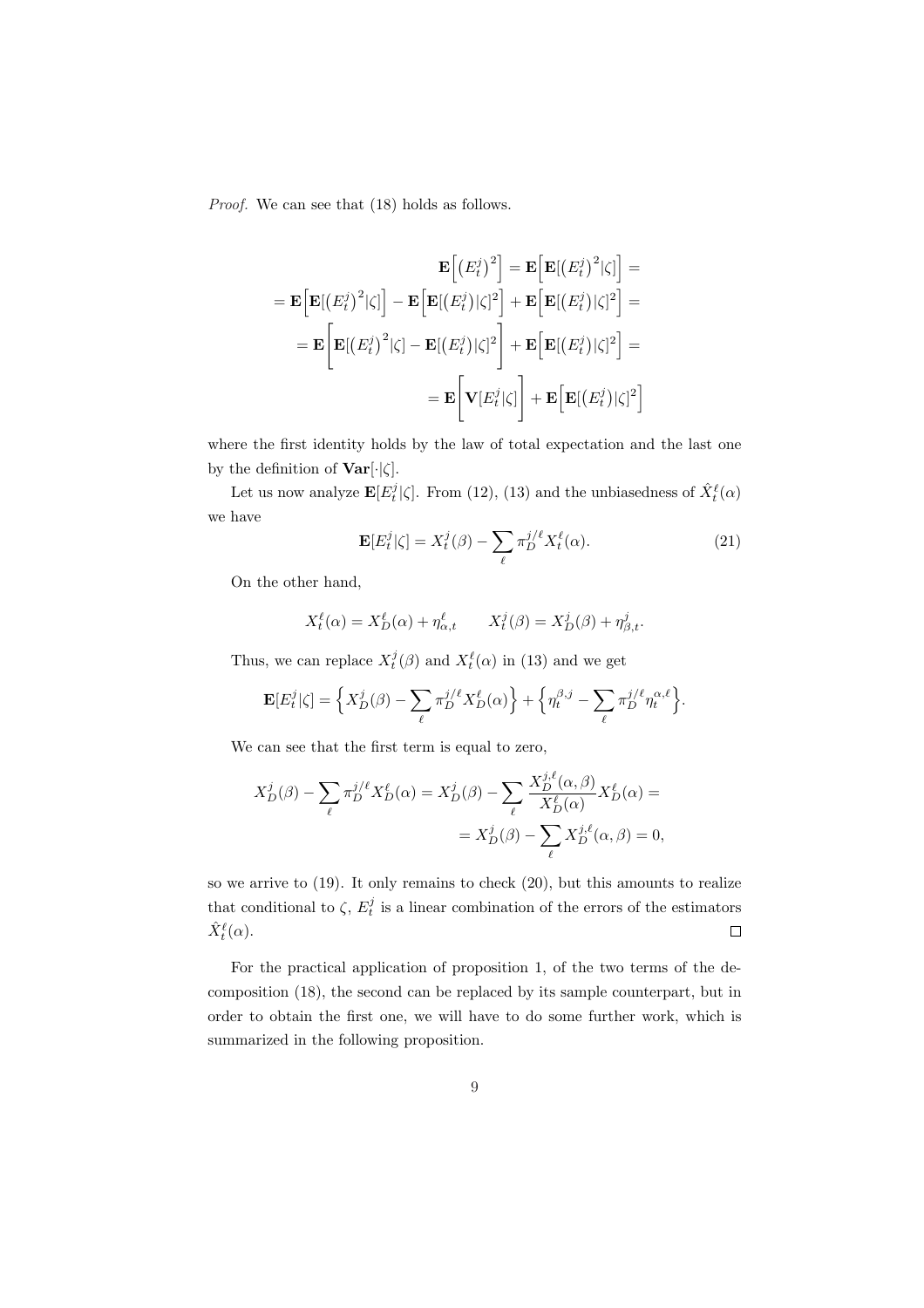*Proof.* We can see that (18) holds as follows.

$$
\begin{aligned}
\mathbf{E}\Big[\big(E_t^j\big)^2\Big] &= \mathbf{E}\Big[\mathbf{E}[\big(E_t^j\big)^2|\zeta]\Big] = \\
= \mathbf{E}\Big[\mathbf{E}[\big(E_t^j\big)^2|\zeta]\Big] &- \mathbf{E}\Big[\mathbf{E}[\big(E_t^j\big)|\zeta]^2\Big] + \mathbf{E}\Big[\mathbf{E}[\big(E_t^j\big)|\zeta]^2\Big] = \\
= \mathbf{E}\Bigg[\mathbf{E}[\big(E_t^j\big)^2|\zeta] &- \mathbf{E}[\big(E_t^j\big)|\zeta]^2\Bigg] + \mathbf{E}\Big[\mathbf{E}[\big(E_t^j\big)|\zeta]^2\Big] = \\
&= \mathbf{E}\Bigg[\mathbf{V}[E_t^j|\zeta]\Bigg] + \mathbf{E}\Big[\mathbf{E}[\big(E_t^j\big)|\zeta]^2\Big]
\end{aligned}
$$

where the first identity holds by the law of total expectation and the last one by the definition of $\mathbf{Var}[\cdot|\zeta]$.

Let us now analyze $\mathbf{E}[E_t^j|\zeta]$. From (12), (13) and the unbiasedness of $\hat{X}_t^\ell(\alpha)$ we have

$$
\mathbf{E}[E_t^j|\zeta] = X_t^j(\beta) - \sum_\ell \pi_D^{j/\ell} X_t^\ell(\alpha). \tag{21}
$$

On the other hand,

$$
X_t^\ell(\alpha) = X_D^\ell(\alpha) + \eta_{\alpha,t}^\ell \qquad X_t^j(\beta) = X_D^j(\beta) + \eta_{\beta,t}^j.
$$

Thus, we can replace $X_t^j(\beta)$ and $X_t^\ell(\alpha)$ in (13) and we get

$$
\mathbf{E}[E_t^j|\zeta] = \Big\{X_D^j(\beta) - \sum_\ell \pi_D^{j/\ell} X_D^\ell(\alpha)\Big\} + \Big\{\eta_t^{\beta,j} - \sum_\ell \pi_D^{j/\ell} \eta_t^{\alpha,\ell}\Big\}.
$$

We can see that the first term is equal to zero,

$$
\begin{aligned}
X_D^j(\beta) - \sum_\ell \pi_D^{j/\ell} X_D^\ell(\alpha) &= X_D^j(\beta) - \sum_\ell \frac{X_D^{j,\ell}(\alpha,\beta)}{X_D^\ell(\alpha)} X_D^\ell(\alpha) = \\
&= X_D^j(\beta) - \sum_\ell X_D^{j,\ell}(\alpha,\beta) = 0,
\end{aligned}
$$

so we arrive to (19). It only remains to check (20), but this amounts to realize that conditional to $\zeta$, $E_t^j$ is a linear combination of the errors of the estimators $\hat{X}_t^\ell(\alpha)$. $\square$

For the practical application of proposition 1, of the two terms of the decomposition (18), the second can be replaced by its sample counterpart, but in order to obtain the first one, we will have to do some further work, which is summarized in the following proposition.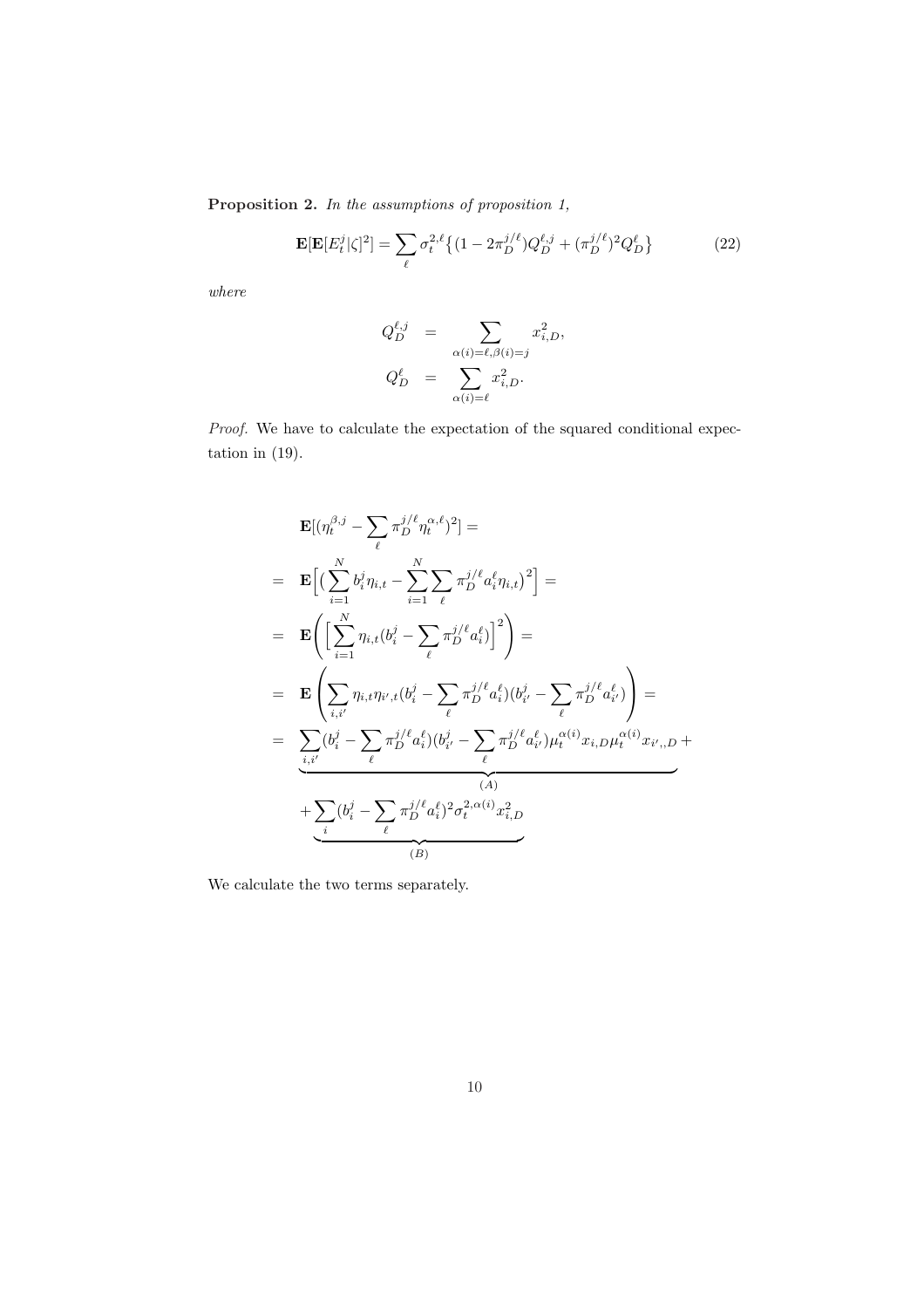**Proposition 2.** *In the assumptions of proposition 1,*

$$\mathbf{E}[\mathbf{E}[E_t^j|\zeta]^2] = \sum_\ell \sigma_t^{2,\ell}\big\{(1-2\pi_D^{j/\ell})Q_D^{\ell,j} + (\pi_D^{j/\ell})^2 Q_D^\ell\big\} \tag{22}$$

*where*

$$\begin{aligned}
Q_D^{\ell,j} &= \sum_{\alpha(i)=\ell,\beta(i)=j} x_{i,D}^2, \\
Q_D^{\ell} &= \sum_{\alpha(i)=\ell} x_{i,D}^2.
\end{aligned}$$

*Proof.* We have to calculate the expectation of the squared conditional expectation in (19).

$$\begin{aligned}
&\mathbf{E}[(\eta_t^{\beta,j} - \sum_\ell \pi_D^{j/\ell}\eta_t^{\alpha,\ell})^2] = \\
&= \mathbf{E}\Big[\big(\sum_{i=1}^N b_i^j \eta_{i,t} - \sum_{i=1}^N\sum_\ell \pi_D^{j/\ell} a_i^\ell \eta_{i,t}\big)^2\Big] = \\
&= \mathbf{E}\left(\Big[\sum_{i=1}^N \eta_{i,t}(b_i^j - \sum_\ell \pi_D^{j/\ell} a_i^\ell)\Big]^2\right) = \\
&= \mathbf{E}\left(\sum_{i,i'} \eta_{i,t}\eta_{i',t}(b_i^j - \sum_\ell \pi_D^{j/\ell}a_i^\ell)(b_{i'}^j - \sum_\ell \pi_D^{j/\ell}a_{i'}^\ell)\right) = \\
&= \underbrace{\sum_{i,i'}(b_i^j - \sum_\ell \pi_D^{j/\ell}a_i^\ell)(b_{i'}^j - \sum_\ell \pi_D^{j/\ell}a_{i'}^\ell)\mu_t^{\alpha(i)}x_{i,D}\mu_t^{\alpha(i)}x_{i',,D}}_{(A)} + \\
&\quad + \underbrace{\sum_i (b_i^j - \sum_\ell \pi_D^{j/\ell}a_i^\ell)^2 \sigma_t^{2,\alpha(i)} x_{i,D}^2}_{(B)}
\end{aligned}$$

We calculate the two terms separately.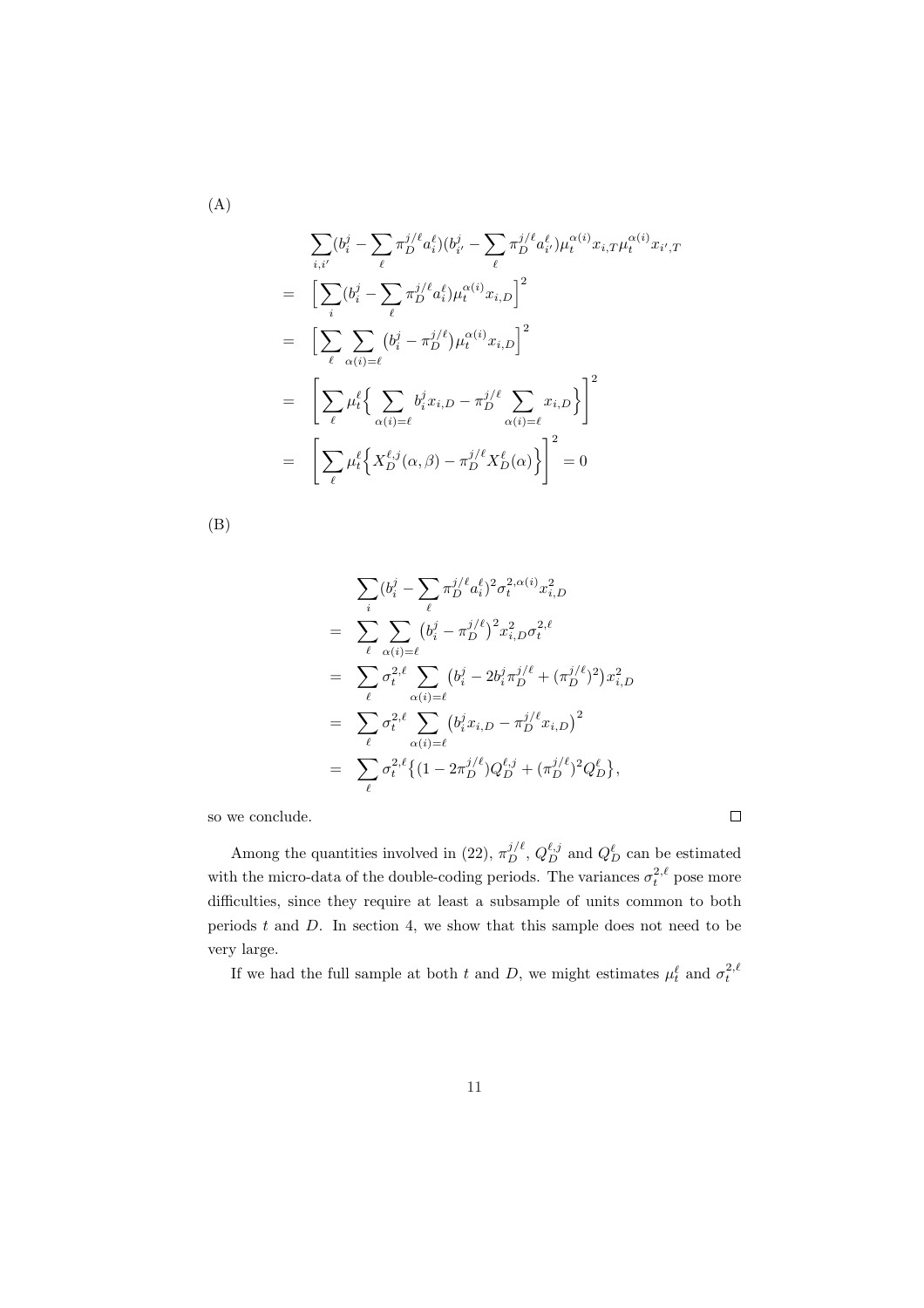(A)

$$
\begin{aligned}
&\sum_{i,i'}(b_i^j - \sum_\ell \pi_D^{j/\ell} a_i^\ell)(b_{i'}^j - \sum_\ell \pi_D^{j/\ell} a_{i'}^\ell)\mu_t^{\alpha(i)} x_{i,T}\mu_t^{\alpha(i)} x_{i',T} \\
= &\Big[\sum_i (b_i^j - \sum_\ell \pi_D^{j/\ell} a_i^\ell)\mu_t^{\alpha(i)} x_{i,D}\Big]^2 \\
= &\Big[\sum_\ell \sum_{\alpha(i)=\ell} \big(b_i^j - \pi_D^{j/\ell}\big)\mu_t^{\alpha(i)} x_{i,D}\Big]^2 \\
= &\left[\sum_\ell \mu_t^\ell \Big\{ \sum_{\alpha(i)=\ell} b_i^j x_{i,D} - \pi_D^{j/\ell} \sum_{\alpha(i)=\ell} x_{i,D}\Big\}\right]^2 \\
= &\left[\sum_\ell \mu_t^\ell \Big\{ X_D^{\ell,j}(\alpha,\beta) - \pi_D^{j/\ell} X_D^\ell(\alpha)\Big\}\right]^2 = 0
\end{aligned}
$$

(B)

$$
\begin{aligned}
&\sum_i (b_i^j - \sum_\ell \pi_D^{j/\ell} a_i^\ell)^2 \sigma_t^{2,\alpha(i)} x_{i,D}^2 \\
= &\sum_\ell \sum_{\alpha(i)=\ell} \big(b_i^j - \pi_D^{j/\ell}\big)^2 x_{i,D}^2 \sigma_t^{2,\ell} \\
= &\sum_\ell \sigma_t^{2,\ell} \sum_{\alpha(i)=\ell} \big(b_i^j - 2b_i^j \pi_D^{j/\ell} + (\pi_D^{j/\ell})^2\big) x_{i,D}^2 \\
= &\sum_\ell \sigma_t^{2,\ell} \sum_{\alpha(i)=\ell} \big(b_i^j x_{i,D} - \pi_D^{j/\ell} x_{i,D}\big)^2 \\
= &\sum_\ell \sigma_t^{2,\ell} \big\{(1-2\pi_D^{j/\ell}) Q_D^{\ell,j} + (\pi_D^{j/\ell})^2 Q_D^\ell\big\},
\end{aligned}
$$

so we conclude. □

Among the quantities involved in (22), $\pi_D^{j/\ell}$, $Q_D^{\ell,j}$ and $Q_D^\ell$ can be estimated with the micro-data of the double-coding periods. The variances $\sigma_t^{2,\ell}$ pose more difficulties, since they require at least a subsample of units common to both periods $t$ and $D$. In section 4, we show that this sample does not need to be very large.

If we had the full sample at both $t$ and $D$, we might estimates $\mu_t^\ell$ and $\sigma_t^{2,\ell}$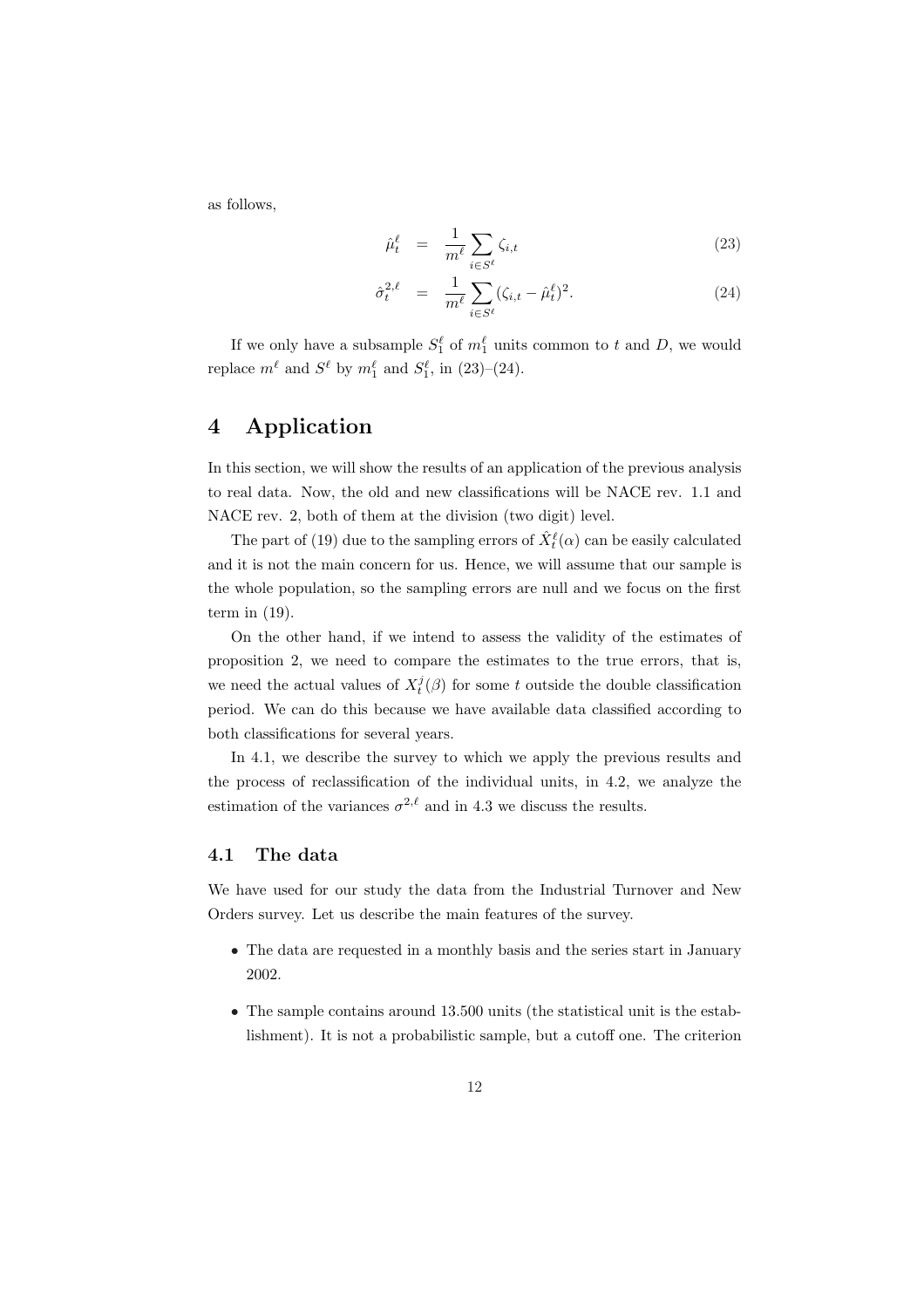as follows,

$$\hat{\mu}_t^\ell = \frac{1}{m^\ell} \sum_{i \in S^\ell} \zeta_{i,t} \tag{23}$$

$$\hat{\sigma}_t^{2,\ell} = \frac{1}{m^\ell} \sum_{i \in S^\ell} (\zeta_{i,t} - \hat{\mu}_t^\ell)^2. \tag{24}$$

If we only have a subsample $S_1^\ell$ of $m_1^\ell$ units common to $t$ and $D$, we would replace $m^\ell$ and $S^\ell$ by $m_1^\ell$ and $S_1^\ell$, in (23)–(24).

# 4 Application

In this section, we will show the results of an application of the previous analysis to real data. Now, the old and new classifications will be NACE rev. 1.1 and NACE rev. 2, both of them at the division (two digit) level.

The part of (19) due to the sampling errors of $\hat{X}_t^\ell(\alpha)$ can be easily calculated and it is not the main concern for us. Hence, we will assume that our sample is the whole population, so the sampling errors are null and we focus on the first term in (19).

On the other hand, if we intend to assess the validity of the estimates of proposition 2, we need to compare the estimates to the true errors, that is, we need the actual values of $X_t^j(\beta)$ for some $t$ outside the double classification period. We can do this because we have available data classified according to both classifications for several years.

In 4.1, we describe the survey to which we apply the previous results and the process of reclassification of the individual units, in 4.2, we analyze the estimation of the variances $\sigma^{2,\ell}$ and in 4.3 we discuss the results.

## 4.1 The data

We have used for our study the data from the Industrial Turnover and New Orders survey. Let us describe the main features of the survey.

- The data are requested in a monthly basis and the series start in January 2002.
- The sample contains around 13.500 units (the statistical unit is the establishment). It is not a probabilistic sample, but a cutoff one. The criterion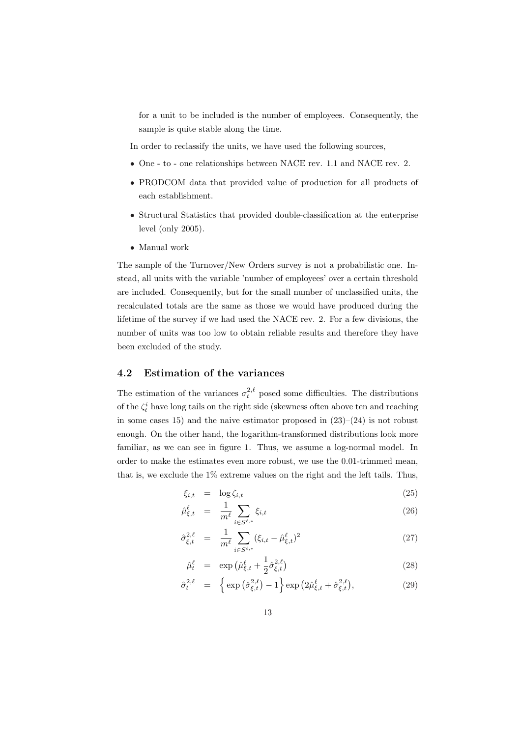for a unit to be included is the number of employees. Consequently, the sample is quite stable along the time.

In order to reclassify the units, we have used the following sources,

- One - to - one relationships between NACE rev. 1.1 and NACE rev. 2.
- PRODCOM data that provided value of production for all products of each establishment.
- Structural Statistics that provided double-classification at the enterprise level (only 2005).
- Manual work

The sample of the Turnover/New Orders survey is not a probabilistic one. Instead, all units with the variable 'number of employees' over a certain threshold are included. Consequently, but for the small number of unclassified units, the recalculated totals are the same as those we would have produced during the lifetime of the survey if we had used the NACE rev. 2. For a few divisions, the number of units was too low to obtain reliable results and therefore they have been excluded of the study.

### 4.2 Estimation of the variances

The estimation of the variances $\sigma_t^{2,\ell}$ posed some difficulties. The distributions of the $\zeta_t^i$ have long tails on the right side (skewness often above ten and reaching in some cases 15) and the naive estimator proposed in (23)–(24) is not robust enough. On the other hand, the logarithm-transformed distributions look more familiar, as we can see in figure 1. Thus, we assume a log-normal model. In order to make the estimates even more robust, we use the 0.01-trimmed mean, that is, we exclude the 1% extreme values on the right and the left tails. Thus,

$$\xi_{i,t} = \log \zeta_{i,t} \tag{25}$$

$$\hat{\mu}_{\xi,t}^{\ell} = \frac{1}{m^{\ell}} \sum_{i \in S^{\ell,*}} \xi_{i,t} \tag{26}$$

$$\hat{\sigma}_{\xi,t}^{2,\ell} = \frac{1}{m^{\ell}} \sum_{i \in S^{\ell,*}} (\xi_{i,t} - \hat{\mu}_{\xi,t}^{\ell})^2 \tag{27}$$

$$\hat{\mu}_{t}^{\ell} = \exp\left(\hat{\mu}_{\xi,t}^{\ell} + \frac{1}{2}\hat{\sigma}_{\xi,t}^{2,\ell}\right) \tag{28}$$

$$\hat{\sigma}_{t}^{2,\ell} = \left\{ \exp\left(\hat{\sigma}_{\xi,t}^{2,\ell}\right) - 1 \right\} \exp\left(2\hat{\mu}_{\xi,t}^{\ell} + \hat{\sigma}_{\xi,t}^{2,\ell}\right), \tag{29}$$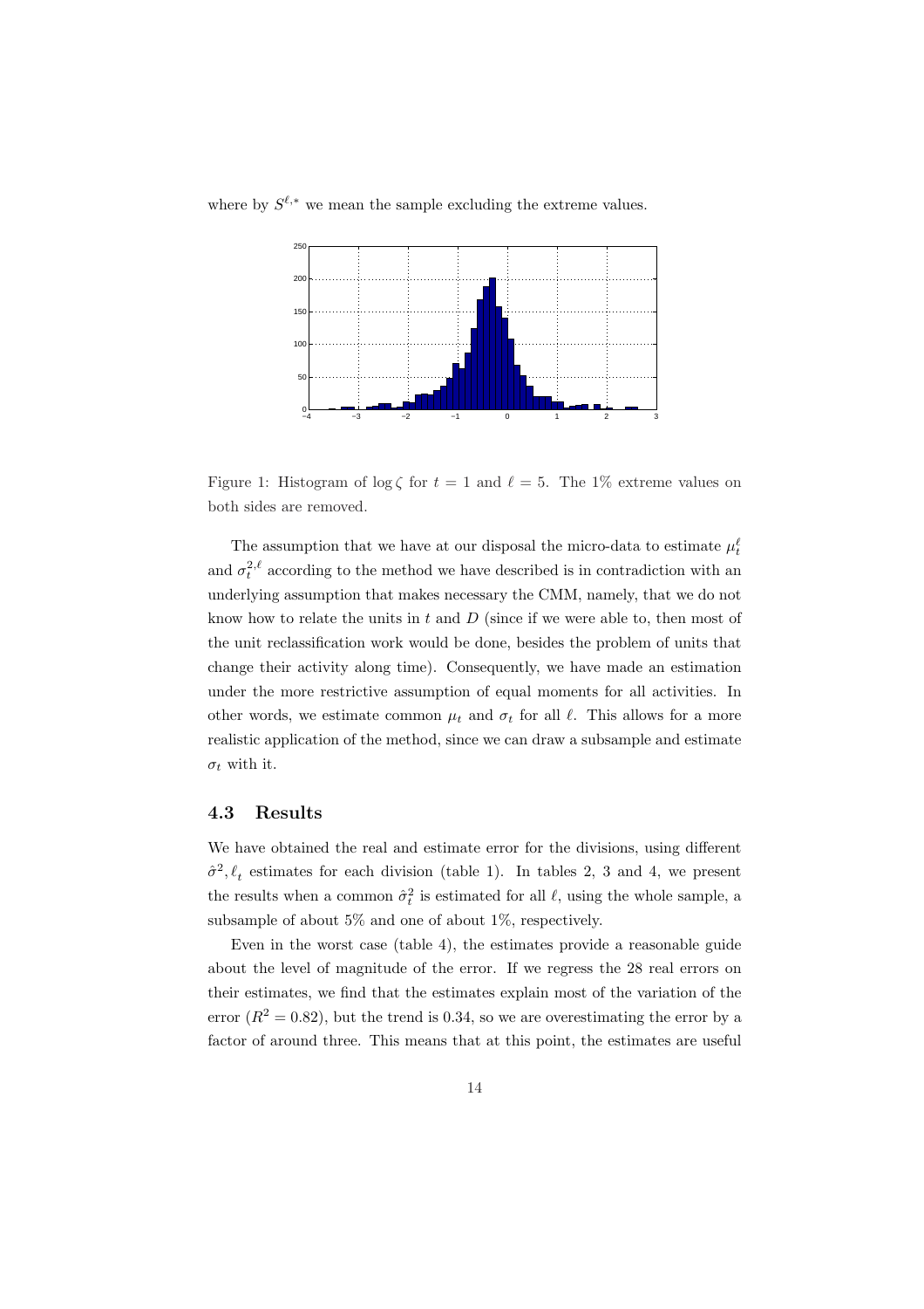where by $S^{\ell,*}$ we mean the sample excluding the extreme values.

Figure 1: Histogram of $\log \zeta$ for $t = 1$ and $\ell = 5$. The 1% extreme values on both sides are removed.

The assumption that we have at our disposal the micro-data to estimate $\mu_t^\ell$ and $\sigma_t^{2,\ell}$ according to the method we have described is in contradiction with an underlying assumption that makes necessary the CMM, namely, that we do not know how to relate the units in $t$ and $D$ (since if we were able to, then most of the unit reclassification work would be done, besides the problem of units that change their activity along time). Consequently, we have made an estimation under the more restrictive assumption of equal moments for all activities. In other words, we estimate common $\mu_t$ and $\sigma_t$ for all $\ell$. This allows for a more realistic application of the method, since we can draw a subsample and estimate $\sigma_t$ with it.

### 4.3 Results

We have obtained the real and estimate error for the divisions, using different $\hat{\sigma}^2, \ell_t$ estimates for each division (table 1). In tables 2, 3 and 4, we present the results when a common $\hat{\sigma}_t^2$ is estimated for all $\ell$, using the whole sample, a subsample of about 5% and one of about 1%, respectively.

Even in the worst case (table 4), the estimates provide a reasonable guide about the level of magnitude of the error. If we regress the 28 real errors on their estimates, we find that the estimates explain most of the variation of the error ($R^2 = 0.82$), but the trend is 0.34, so we are overestimating the error by a factor of around three. This means that at this point, the estimates are useful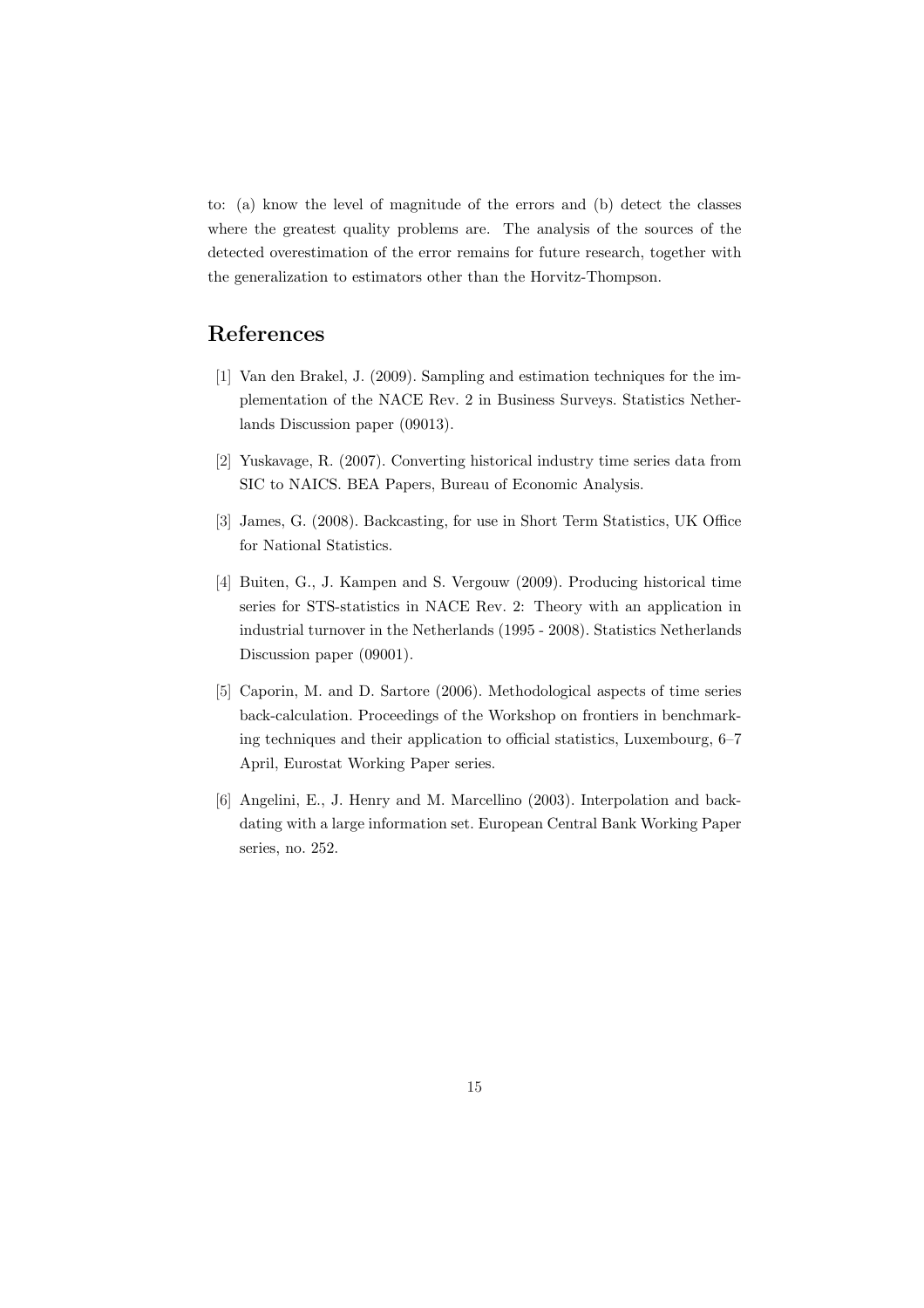to: (a) know the level of magnitude of the errors and (b) detect the classes where the greatest quality problems are. The analysis of the sources of the detected overestimation of the error remains for future research, together with the generalization to estimators other than the Horvitz-Thompson.

## References

[1] Van den Brakel, J. (2009). Sampling and estimation techniques for the implementation of the NACE Rev. 2 in Business Surveys. Statistics Netherlands Discussion paper (09013).

[2] Yuskavage, R. (2007). Converting historical industry time series data from SIC to NAICS. BEA Papers, Bureau of Economic Analysis.

[3] James, G. (2008). Backcasting, for use in Short Term Statistics, UK Office for National Statistics.

[4] Buiten, G., J. Kampen and S. Vergouw (2009). Producing historical time series for STS-statistics in NACE Rev. 2: Theory with an application in industrial turnover in the Netherlands (1995 - 2008). Statistics Netherlands Discussion paper (09001).

[5] Caporin, M. and D. Sartore (2006). Methodological aspects of time series back-calculation. Proceedings of the Workshop on frontiers in benchmarking techniques and their application to official statistics, Luxembourg, 6–7 April, Eurostat Working Paper series.

[6] Angelini, E., J. Henry and M. Marcellino (2003). Interpolation and backdating with a large information set. European Central Bank Working Paper series, no. 252.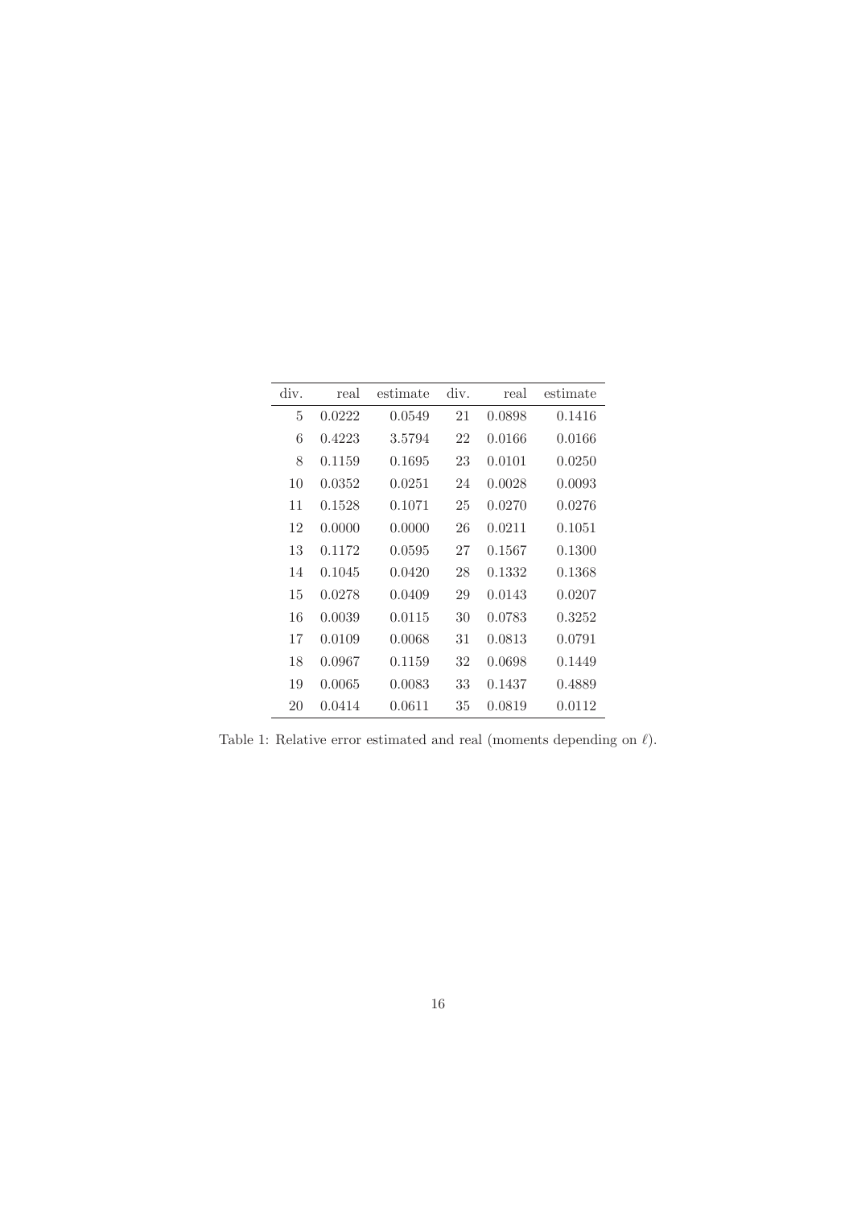| div. | real | estimate | div. | real | estimate |
|---|---|---|---|---|---|
| 5 | 0.0222 | 0.0549 | 21 | 0.0898 | 0.1416 |
| 6 | 0.4223 | 3.5794 | 22 | 0.0166 | 0.0166 |
| 8 | 0.1159 | 0.1695 | 23 | 0.0101 | 0.0250 |
| 10 | 0.0352 | 0.0251 | 24 | 0.0028 | 0.0093 |
| 11 | 0.1528 | 0.1071 | 25 | 0.0270 | 0.0276 |
| 12 | 0.0000 | 0.0000 | 26 | 0.0211 | 0.1051 |
| 13 | 0.1172 | 0.0595 | 27 | 0.1567 | 0.1300 |
| 14 | 0.1045 | 0.0420 | 28 | 0.1332 | 0.1368 |
| 15 | 0.0278 | 0.0409 | 29 | 0.0143 | 0.0207 |
| 16 | 0.0039 | 0.0115 | 30 | 0.0783 | 0.3252 |
| 17 | 0.0109 | 0.0068 | 31 | 0.0813 | 0.0791 |
| 18 | 0.0967 | 0.1159 | 32 | 0.0698 | 0.1449 |
| 19 | 0.0065 | 0.0083 | 33 | 0.1437 | 0.4889 |
| 20 | 0.0414 | 0.0611 | 35 | 0.0819 | 0.0112 |

Table 1: Relative error estimated and real (moments depending on $\ell$).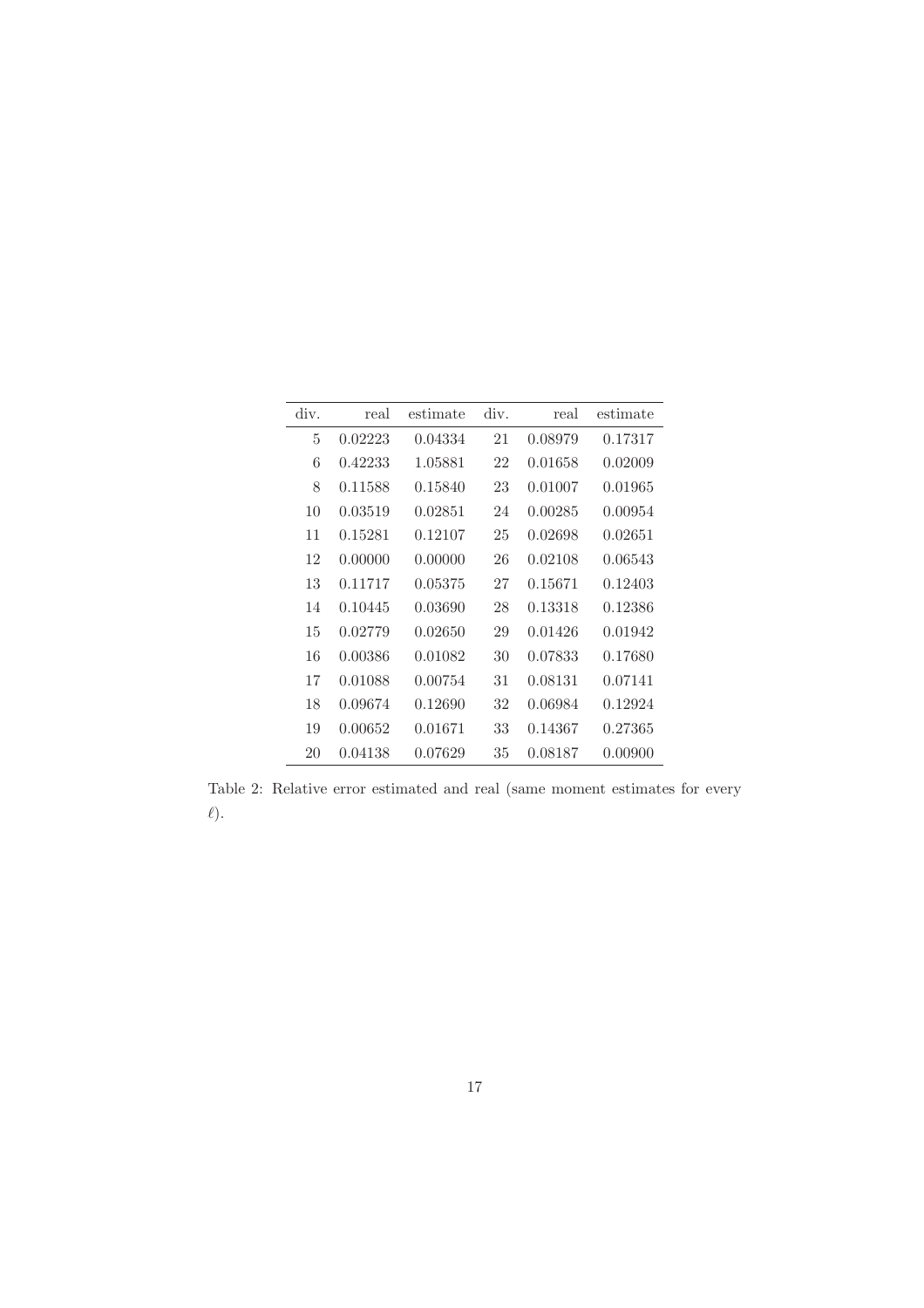| div. | real | estimate | div. | real | estimate |
|---|---|---|---|---|---|
| 5 | 0.02223 | 0.04334 | 21 | 0.08979 | 0.17317 |
| 6 | 0.42233 | 1.05881 | 22 | 0.01658 | 0.02009 |
| 8 | 0.11588 | 0.15840 | 23 | 0.01007 | 0.01965 |
| 10 | 0.03519 | 0.02851 | 24 | 0.00285 | 0.00954 |
| 11 | 0.15281 | 0.12107 | 25 | 0.02698 | 0.02651 |
| 12 | 0.00000 | 0.00000 | 26 | 0.02108 | 0.06543 |
| 13 | 0.11717 | 0.05375 | 27 | 0.15671 | 0.12403 |
| 14 | 0.10445 | 0.03690 | 28 | 0.13318 | 0.12386 |
| 15 | 0.02779 | 0.02650 | 29 | 0.01426 | 0.01942 |
| 16 | 0.00386 | 0.01082 | 30 | 0.07833 | 0.17680 |
| 17 | 0.01088 | 0.00754 | 31 | 0.08131 | 0.07141 |
| 18 | 0.09674 | 0.12690 | 32 | 0.06984 | 0.12924 |
| 19 | 0.00652 | 0.01671 | 33 | 0.14367 | 0.27365 |
| 20 | 0.04138 | 0.07629 | 35 | 0.08187 | 0.00900 |

Table 2: Relative error estimated and real (same moment estimates for every $\ell$).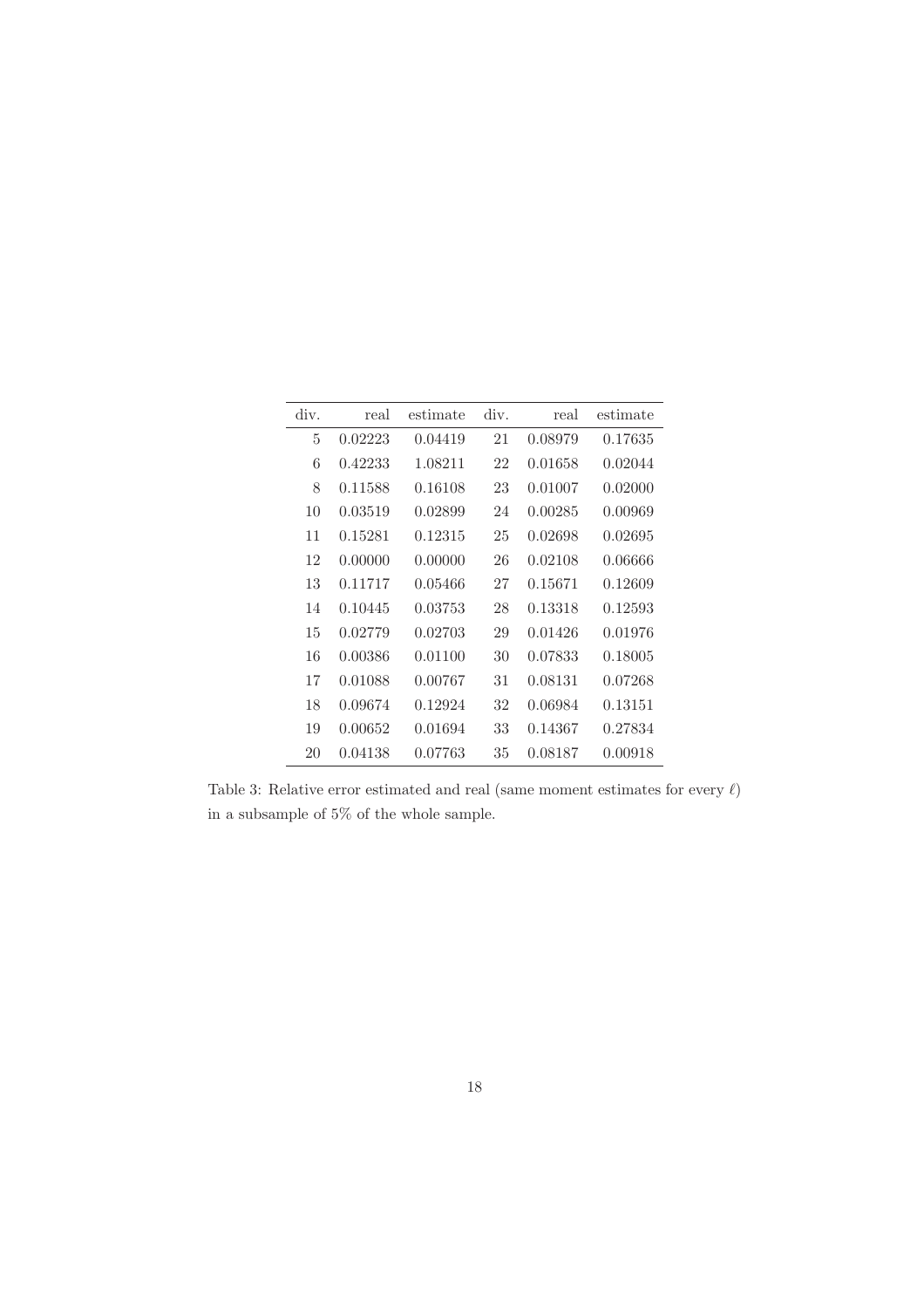| div. | real | estimate | div. | real | estimate |
|---|---|---|---|---|---|
| 5 | 0.02223 | 0.04419 | 21 | 0.08979 | 0.17635 |
| 6 | 0.42233 | 1.08211 | 22 | 0.01658 | 0.02044 |
| 8 | 0.11588 | 0.16108 | 23 | 0.01007 | 0.02000 |
| 10 | 0.03519 | 0.02899 | 24 | 0.00285 | 0.00969 |
| 11 | 0.15281 | 0.12315 | 25 | 0.02698 | 0.02695 |
| 12 | 0.00000 | 0.00000 | 26 | 0.02108 | 0.06666 |
| 13 | 0.11717 | 0.05466 | 27 | 0.15671 | 0.12609 |
| 14 | 0.10445 | 0.03753 | 28 | 0.13318 | 0.12593 |
| 15 | 0.02779 | 0.02703 | 29 | 0.01426 | 0.01976 |
| 16 | 0.00386 | 0.01100 | 30 | 0.07833 | 0.18005 |
| 17 | 0.01088 | 0.00767 | 31 | 0.08131 | 0.07268 |
| 18 | 0.09674 | 0.12924 | 32 | 0.06984 | 0.13151 |
| 19 | 0.00652 | 0.01694 | 33 | 0.14367 | 0.27834 |
| 20 | 0.04138 | 0.07763 | 35 | 0.08187 | 0.00918 |

Table 3: Relative error estimated and real (same moment estimates for every $\ell$) in a subsample of 5% of the whole sample.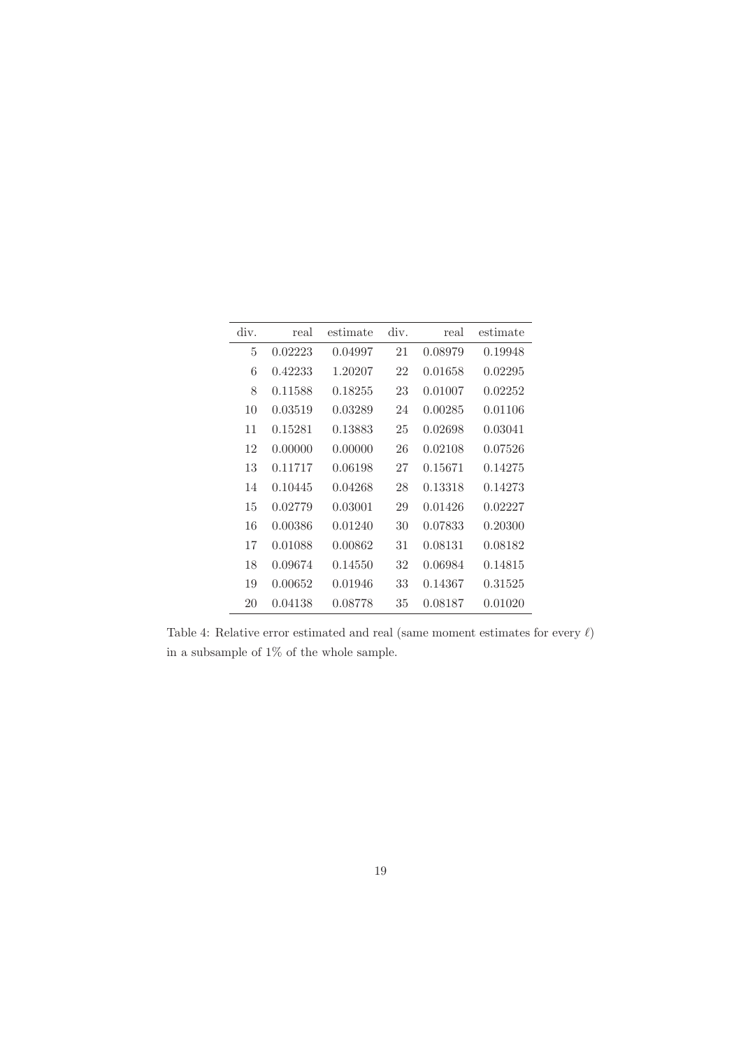| div. | real | estimate | div. | real | estimate |
|---|---|---|---|---|---|
| 5 | 0.02223 | 0.04997 | 21 | 0.08979 | 0.19948 |
| 6 | 0.42233 | 1.20207 | 22 | 0.01658 | 0.02295 |
| 8 | 0.11588 | 0.18255 | 23 | 0.01007 | 0.02252 |
| 10 | 0.03519 | 0.03289 | 24 | 0.00285 | 0.01106 |
| 11 | 0.15281 | 0.13883 | 25 | 0.02698 | 0.03041 |
| 12 | 0.00000 | 0.00000 | 26 | 0.02108 | 0.07526 |
| 13 | 0.11717 | 0.06198 | 27 | 0.15671 | 0.14275 |
| 14 | 0.10445 | 0.04268 | 28 | 0.13318 | 0.14273 |
| 15 | 0.02779 | 0.03001 | 29 | 0.01426 | 0.02227 |
| 16 | 0.00386 | 0.01240 | 30 | 0.07833 | 0.20300 |
| 17 | 0.01088 | 0.00862 | 31 | 0.08131 | 0.08182 |
| 18 | 0.09674 | 0.14550 | 32 | 0.06984 | 0.14815 |
| 19 | 0.00652 | 0.01946 | 33 | 0.14367 | 0.31525 |
| 20 | 0.04138 | 0.08778 | 35 | 0.08187 | 0.01020 |

Table 4: Relative error estimated and real (same moment estimates for every $\ell$) in a subsample of 1% of the whole sample.